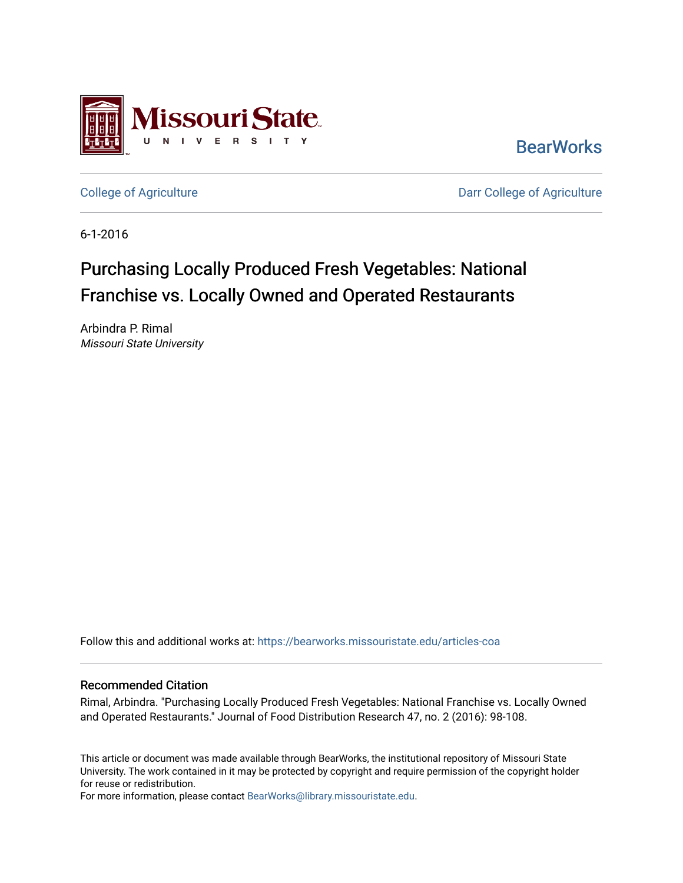Missouri State University

BearWorks

College of Agriculture | Darr College of Agriculture

6-1-2016

# Purchasing Locally Produced Fresh Vegetables: National Franchise vs. Locally Owned and Operated Restaurants

Arbindra P. Rimal
*Missouri State University*

Follow this and additional works at: https://bearworks.missouristate.edu/articles-coa

## Recommended Citation

Rimal, Arbindra. "Purchasing Locally Produced Fresh Vegetables: National Franchise vs. Locally Owned and Operated Restaurants." Journal of Food Distribution Research 47, no. 2 (2016): 98-108.

This article or document was made available through BearWorks, the institutional repository of Missouri State University. The work contained in it may be protected by copyright and require permission of the copyright holder for reuse or redistribution.
For more information, please contact BearWorks@library.missouristate.edu.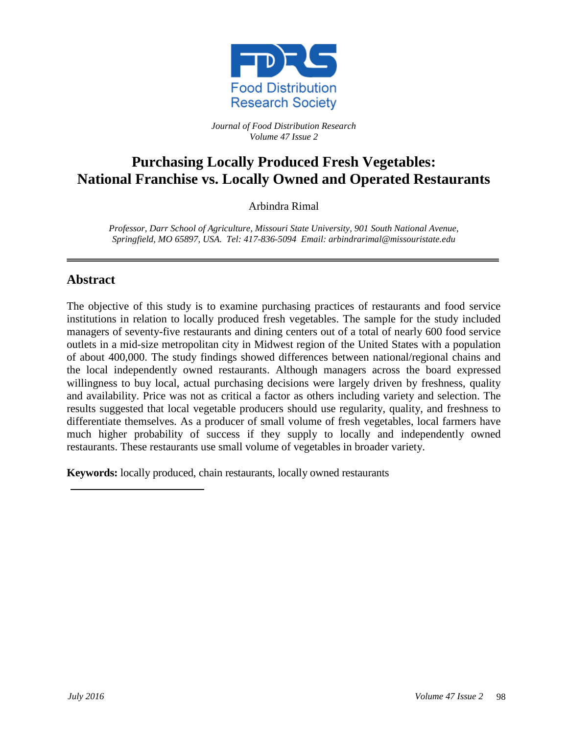Journal of Food Distribution Research
Volume 47 Issue 2

# Purchasing Locally Produced Fresh Vegetables: National Franchise vs. Locally Owned and Operated Restaurants

Arbindra Rimal

*Professor, Darr School of Agriculture, Missouri State University, 901 South National Avenue, Springfield, MO 65897, USA. Tel: 417-836-5094 Email: arbindrarimal@missouristate.edu*

## Abstract

The objective of this study is to examine purchasing practices of restaurants and food service institutions in relation to locally produced fresh vegetables. The sample for the study included managers of seventy-five restaurants and dining centers out of a total of nearly 600 food service outlets in a mid-size metropolitan city in Midwest region of the United States with a population of about 400,000. The study findings showed differences between national/regional chains and the local independently owned restaurants. Although managers across the board expressed willingness to buy local, actual purchasing decisions were largely driven by freshness, quality and availability. Price was not as critical a factor as others including variety and selection. The results suggested that local vegetable producers should use regularity, quality, and freshness to differentiate themselves. As a producer of small volume of fresh vegetables, local farmers have much higher probability of success if they supply to locally and independently owned restaurants. These restaurants use small volume of vegetables in broader variety.

**Keywords:** locally produced, chain restaurants, locally owned restaurants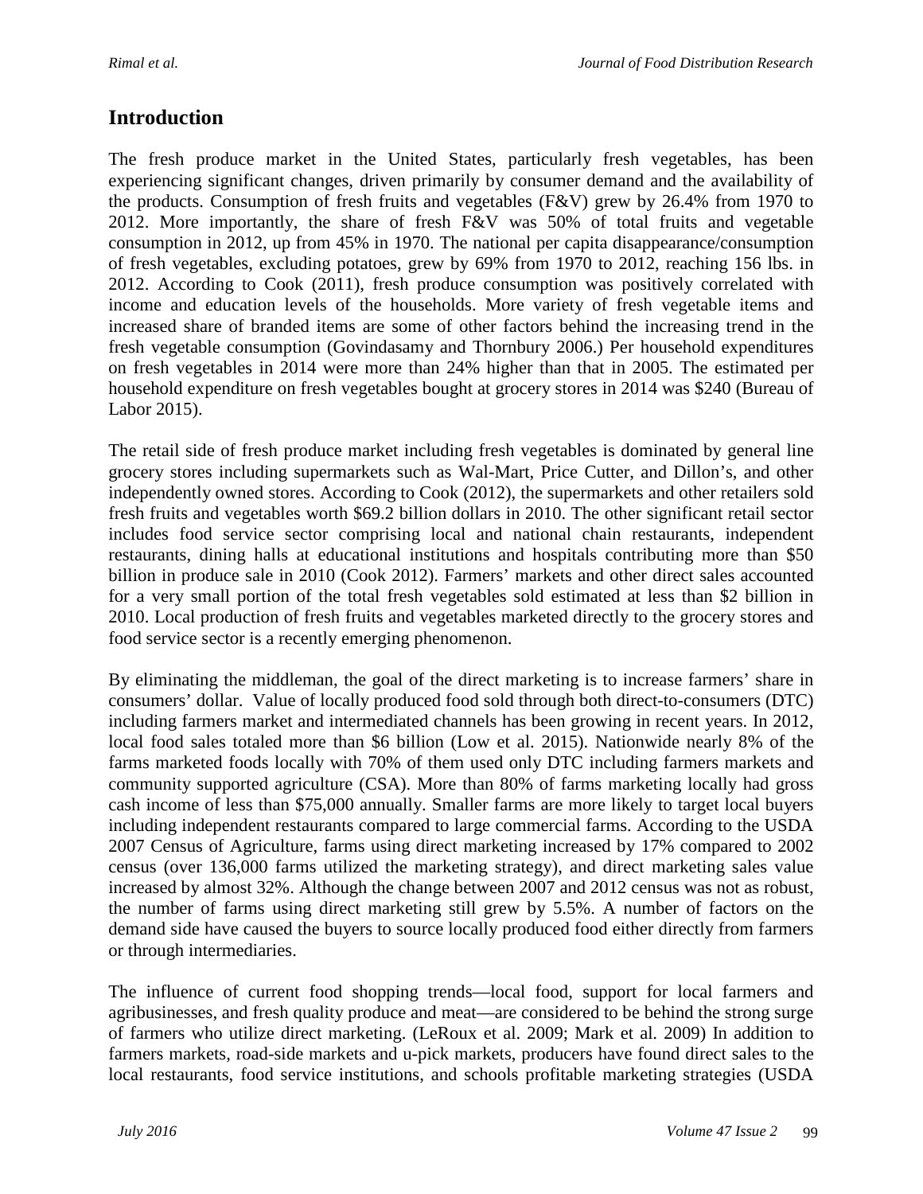## Introduction

The fresh produce market in the United States, particularly fresh vegetables, has been experiencing significant changes, driven primarily by consumer demand and the availability of the products. Consumption of fresh fruits and vegetables (F&V) grew by 26.4% from 1970 to 2012. More importantly, the share of fresh F&V was 50% of total fruits and vegetable consumption in 2012, up from 45% in 1970. The national per capita disappearance/consumption of fresh vegetables, excluding potatoes, grew by 69% from 1970 to 2012, reaching 156 lbs. in 2012. According to Cook (2011), fresh produce consumption was positively correlated with income and education levels of the households. More variety of fresh vegetable items and increased share of branded items are some of other factors behind the increasing trend in the fresh vegetable consumption (Govindasamy and Thornbury 2006.) Per household expenditures on fresh vegetables in 2014 were more than 24% higher than that in 2005. The estimated per household expenditure on fresh vegetables bought at grocery stores in 2014 was $240 (Bureau of Labor 2015).

The retail side of fresh produce market including fresh vegetables is dominated by general line grocery stores including supermarkets such as Wal-Mart, Price Cutter, and Dillon's, and other independently owned stores. According to Cook (2012), the supermarkets and other retailers sold fresh fruits and vegetables worth $69.2 billion dollars in 2010. The other significant retail sector includes food service sector comprising local and national chain restaurants, independent restaurants, dining halls at educational institutions and hospitals contributing more than $50 billion in produce sale in 2010 (Cook 2012). Farmers' markets and other direct sales accounted for a very small portion of the total fresh vegetables sold estimated at less than $2 billion in 2010. Local production of fresh fruits and vegetables marketed directly to the grocery stores and food service sector is a recently emerging phenomenon.

By eliminating the middleman, the goal of the direct marketing is to increase farmers' share in consumers' dollar. Value of locally produced food sold through both direct-to-consumers (DTC) including farmers market and intermediated channels has been growing in recent years. In 2012, local food sales totaled more than $6 billion (Low et al. 2015). Nationwide nearly 8% of the farms marketed foods locally with 70% of them used only DTC including farmers markets and community supported agriculture (CSA). More than 80% of farms marketing locally had gross cash income of less than $75,000 annually. Smaller farms are more likely to target local buyers including independent restaurants compared to large commercial farms. According to the USDA 2007 Census of Agriculture, farms using direct marketing increased by 17% compared to 2002 census (over 136,000 farms utilized the marketing strategy), and direct marketing sales value increased by almost 32%. Although the change between 2007 and 2012 census was not as robust, the number of farms using direct marketing still grew by 5.5%. A number of factors on the demand side have caused the buyers to source locally produced food either directly from farmers or through intermediaries.

The influence of current food shopping trends—local food, support for local farmers and agribusinesses, and fresh quality produce and meat—are considered to be behind the strong surge of farmers who utilize direct marketing. (LeRoux et al. 2009; Mark et al. 2009) In addition to farmers markets, road-side markets and u-pick markets, producers have found direct sales to the local restaurants, food service institutions, and schools profitable marketing strategies (USDA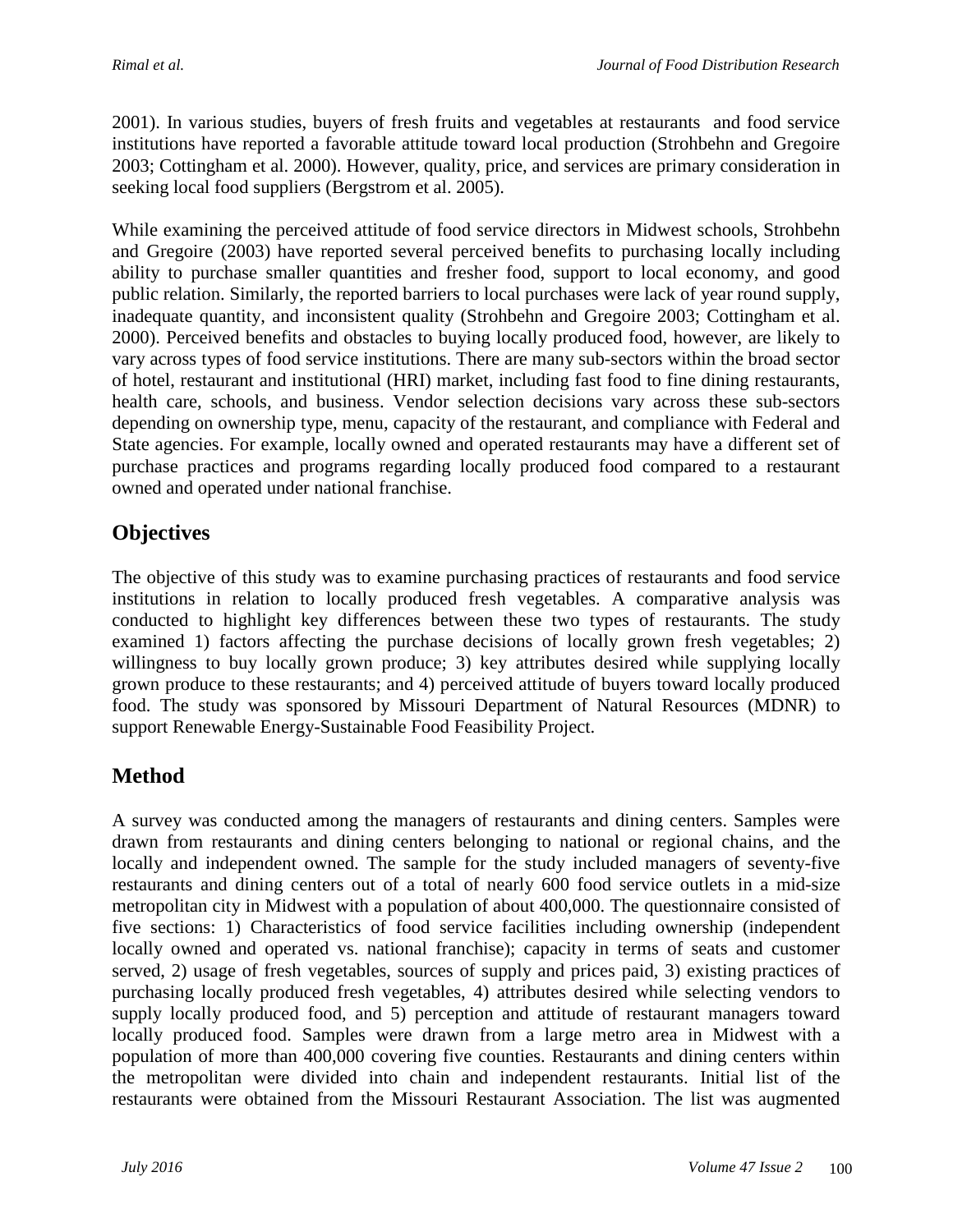2001). In various studies, buyers of fresh fruits and vegetables at restaurants and food service institutions have reported a favorable attitude toward local production (Strohbehn and Gregoire 2003; Cottingham et al. 2000). However, quality, price, and services are primary consideration in seeking local food suppliers (Bergstrom et al. 2005).

While examining the perceived attitude of food service directors in Midwest schools, Strohbehn and Gregoire (2003) have reported several perceived benefits to purchasing locally including ability to purchase smaller quantities and fresher food, support to local economy, and good public relation. Similarly, the reported barriers to local purchases were lack of year round supply, inadequate quantity, and inconsistent quality (Strohbehn and Gregoire 2003; Cottingham et al. 2000). Perceived benefits and obstacles to buying locally produced food, however, are likely to vary across types of food service institutions. There are many sub-sectors within the broad sector of hotel, restaurant and institutional (HRI) market, including fast food to fine dining restaurants, health care, schools, and business. Vendor selection decisions vary across these sub-sectors depending on ownership type, menu, capacity of the restaurant, and compliance with Federal and State agencies. For example, locally owned and operated restaurants may have a different set of purchase practices and programs regarding locally produced food compared to a restaurant owned and operated under national franchise.

## Objectives

The objective of this study was to examine purchasing practices of restaurants and food service institutions in relation to locally produced fresh vegetables. A comparative analysis was conducted to highlight key differences between these two types of restaurants. The study examined 1) factors affecting the purchase decisions of locally grown fresh vegetables; 2) willingness to buy locally grown produce; 3) key attributes desired while supplying locally grown produce to these restaurants; and 4) perceived attitude of buyers toward locally produced food. The study was sponsored by Missouri Department of Natural Resources (MDNR) to support Renewable Energy-Sustainable Food Feasibility Project.

## Method

A survey was conducted among the managers of restaurants and dining centers. Samples were drawn from restaurants and dining centers belonging to national or regional chains, and the locally and independent owned. The sample for the study included managers of seventy-five restaurants and dining centers out of a total of nearly 600 food service outlets in a mid-size metropolitan city in Midwest with a population of about 400,000. The questionnaire consisted of five sections: 1) Characteristics of food service facilities including ownership (independent locally owned and operated vs. national franchise); capacity in terms of seats and customer served, 2) usage of fresh vegetables, sources of supply and prices paid, 3) existing practices of purchasing locally produced fresh vegetables, 4) attributes desired while selecting vendors to supply locally produced food, and 5) perception and attitude of restaurant managers toward locally produced food. Samples were drawn from a large metro area in Midwest with a population of more than 400,000 covering five counties. Restaurants and dining centers within the metropolitan were divided into chain and independent restaurants. Initial list of the restaurants were obtained from the Missouri Restaurant Association. The list was augmented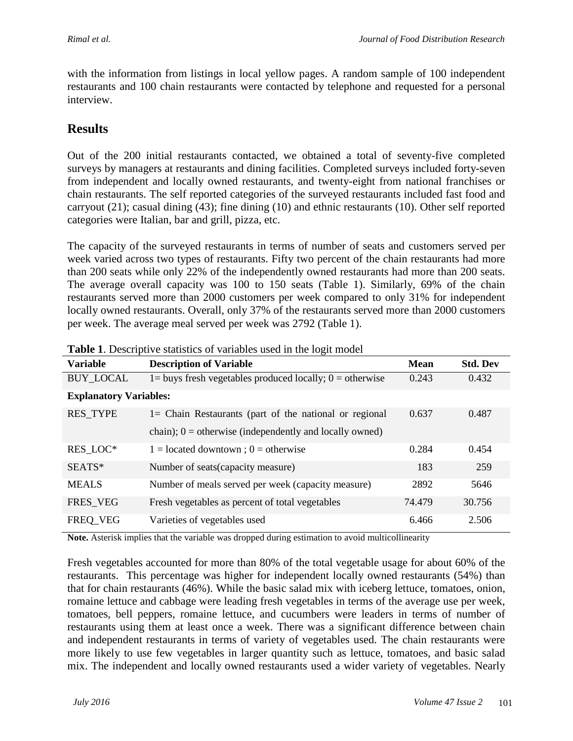with the information from listings in local yellow pages. A random sample of 100 independent restaurants and 100 chain restaurants were contacted by telephone and requested for a personal interview.

## Results

Out of the 200 initial restaurants contacted, we obtained a total of seventy-five completed surveys by managers at restaurants and dining facilities. Completed surveys included forty-seven from independent and locally owned restaurants, and twenty-eight from national franchises or chain restaurants. The self reported categories of the surveyed restaurants included fast food and carryout (21); casual dining (43); fine dining (10) and ethnic restaurants (10). Other self reported categories were Italian, bar and grill, pizza, etc.

The capacity of the surveyed restaurants in terms of number of seats and customers served per week varied across two types of restaurants. Fifty two percent of the chain restaurants had more than 200 seats while only 22% of the independently owned restaurants had more than 200 seats. The average overall capacity was 100 to 150 seats (Table 1). Similarly, 69% of the chain restaurants served more than 2000 customers per week compared to only 31% for independent locally owned restaurants. Overall, only 37% of the restaurants served more than 2000 customers per week. The average meal served per week was 2792 (Table 1).

**Table 1**. Descriptive statistics of variables used in the logit model

| Variable | Description of Variable | Mean | Std. Dev |
|---|---|---|---|
| BUY_LOCAL | 1= buys fresh vegetables produced locally; 0 = otherwise | 0.243 | 0.432 |
| **Explanatory Variables:** | | | |
| RES_TYPE | 1= Chain Restaurants (part of the national or regional chain); 0 = otherwise (independently and locally owned) | 0.637 | 0.487 |
| RES_LOC* | 1 = located downtown ; 0 = otherwise | 0.284 | 0.454 |
| SEATS* | Number of seats(capacity measure) | 183 | 259 |
| MEALS | Number of meals served per week (capacity measure) | 2892 | 5646 |
| FRES_VEG | Fresh vegetables as percent of total vegetables | 74.479 | 30.756 |
| FREQ_VEG | Varieties of vegetables used | 6.466 | 2.506 |

**Note.** Asterisk implies that the variable was dropped during estimation to avoid multicollinearity

Fresh vegetables accounted for more than 80% of the total vegetable usage for about 60% of the restaurants. This percentage was higher for independent locally owned restaurants (54%) than that for chain restaurants (46%). While the basic salad mix with iceberg lettuce, tomatoes, onion, romaine lettuce and cabbage were leading fresh vegetables in terms of the average use per week, tomatoes, bell peppers, romaine lettuce, and cucumbers were leaders in terms of number of restaurants using them at least once a week. There was a significant difference between chain and independent restaurants in terms of variety of vegetables used. The chain restaurants were more likely to use few vegetables in larger quantity such as lettuce, tomatoes, and basic salad mix. The independent and locally owned restaurants used a wider variety of vegetables. Nearly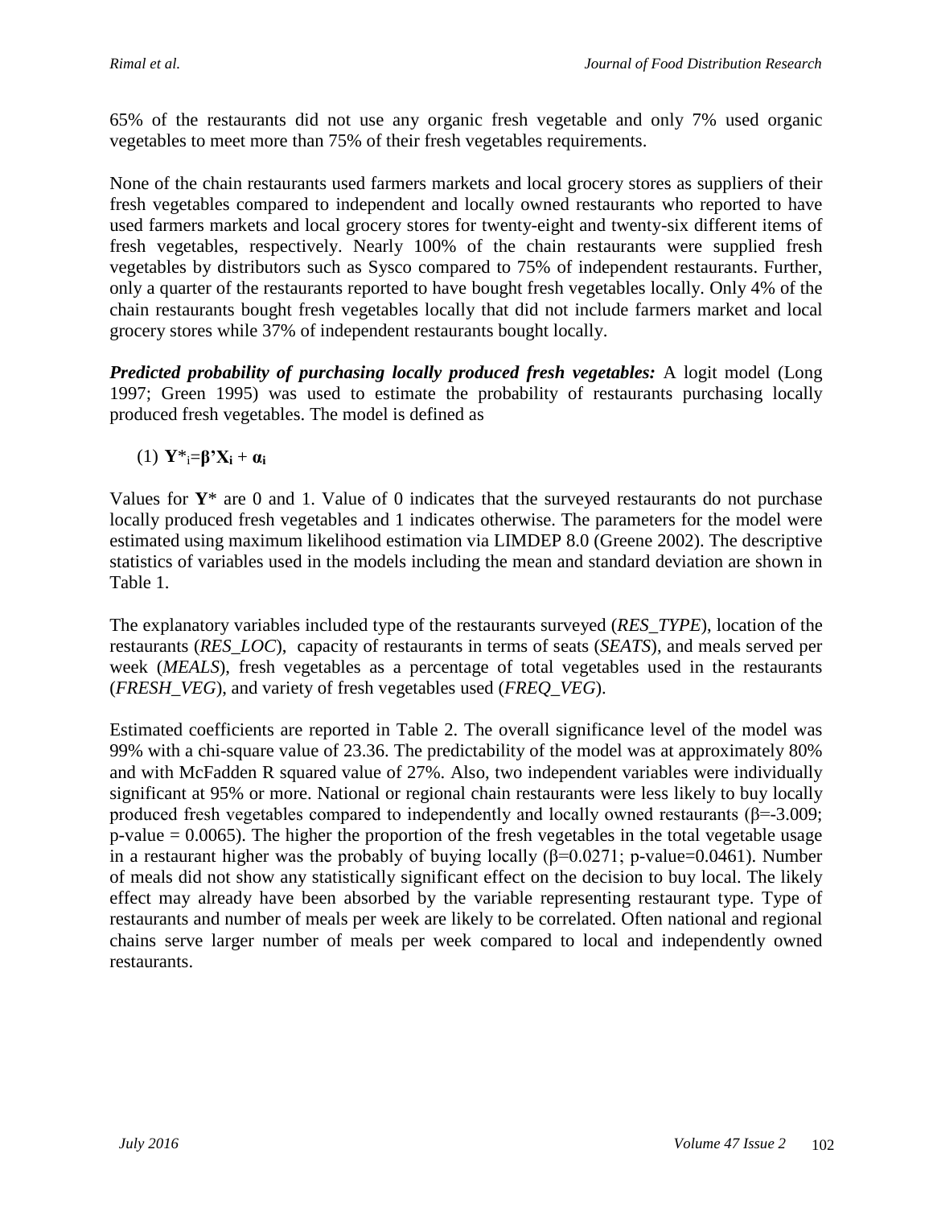65% of the restaurants did not use any organic fresh vegetable and only 7% used organic vegetables to meet more than 75% of their fresh vegetables requirements.

None of the chain restaurants used farmers markets and local grocery stores as suppliers of their fresh vegetables compared to independent and locally owned restaurants who reported to have used farmers markets and local grocery stores for twenty-eight and twenty-six different items of fresh vegetables, respectively. Nearly 100% of the chain restaurants were supplied fresh vegetables by distributors such as Sysco compared to 75% of independent restaurants. Further, only a quarter of the restaurants reported to have bought fresh vegetables locally. Only 4% of the chain restaurants bought fresh vegetables locally that did not include farmers market and local grocery stores while 37% of independent restaurants bought locally.

***Predicted probability of purchasing locally produced fresh vegetables:*** A logit model (Long 1997; Green 1995) was used to estimate the probability of restaurants purchasing locally produced fresh vegetables. The model is defined as

(1) $\mathbf{Y}^*_i = \boldsymbol{\beta}'\mathbf{X}_i + \boldsymbol{\alpha}_i$

Values for $\mathbf{Y}^*$ are 0 and 1. Value of 0 indicates that the surveyed restaurants do not purchase locally produced fresh vegetables and 1 indicates otherwise. The parameters for the model were estimated using maximum likelihood estimation via LIMDEP 8.0 (Greene 2002). The descriptive statistics of variables used in the models including the mean and standard deviation are shown in Table 1.

The explanatory variables included type of the restaurants surveyed (*RES_TYPE*), location of the restaurants (*RES_LOC*), capacity of restaurants in terms of seats (*SEATS*), and meals served per week (*MEALS*), fresh vegetables as a percentage of total vegetables used in the restaurants (*FRESH_VEG*), and variety of fresh vegetables used (*FREQ_VEG*).

Estimated coefficients are reported in Table 2. The overall significance level of the model was 99% with a chi-square value of 23.36. The predictability of the model was at approximately 80% and with McFadden R squared value of 27%. Also, two independent variables were individually significant at 95% or more. National or regional chain restaurants were less likely to buy locally produced fresh vegetables compared to independently and locally owned restaurants ($\beta$=-3.009; p-value = 0.0065). The higher the proportion of the fresh vegetables in the total vegetable usage in a restaurant higher was the probably of buying locally ($\beta$=0.0271; p-value=0.0461). Number of meals did not show any statistically significant effect on the decision to buy local. The likely effect may already have been absorbed by the variable representing restaurant type. Type of restaurants and number of meals per week are likely to be correlated. Often national and regional chains serve larger number of meals per week compared to local and independently owned restaurants.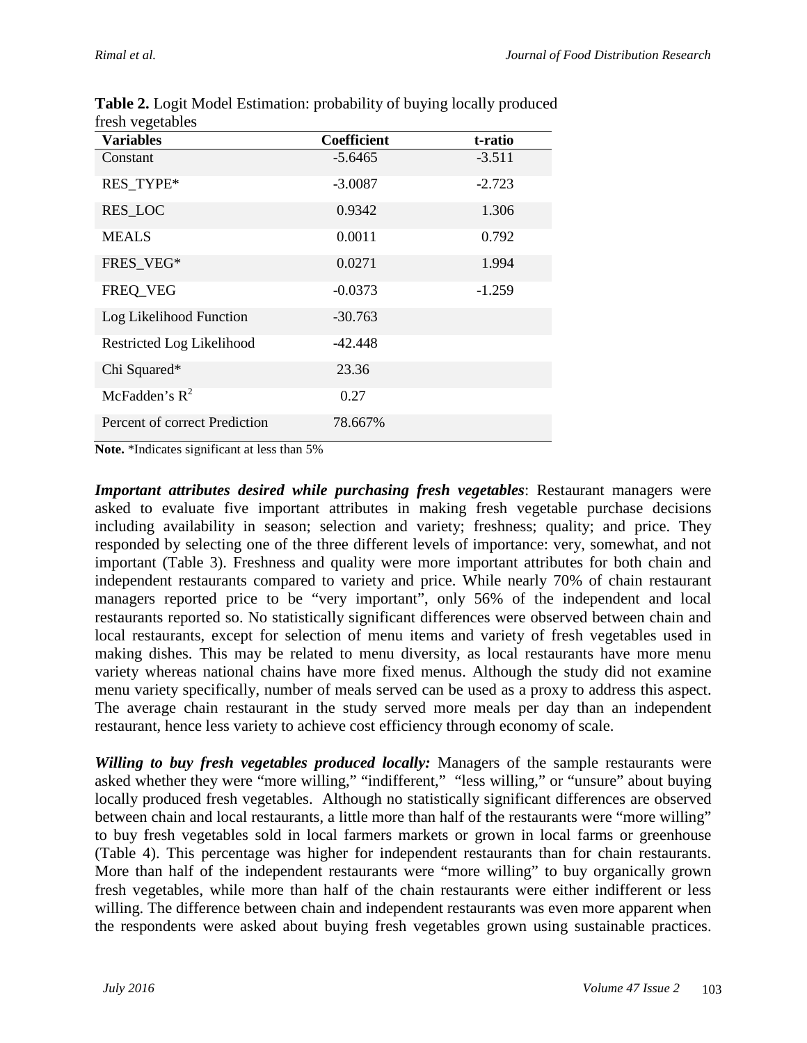**Table 2.** Logit Model Estimation: probability of buying locally produced fresh vegetables

| Variables | Coefficient | t-ratio |
|---|---|---|
| Constant | -5.6465 | -3.511 |
| RES_TYPE* | -3.0087 | -2.723 |
| RES_LOC | 0.9342 | 1.306 |
| MEALS | 0.0011 | 0.792 |
| FRES_VEG* | 0.0271 | 1.994 |
| FREQ_VEG | -0.0373 | -1.259 |
| Log Likelihood Function | -30.763 | |
| Restricted Log Likelihood | -42.448 | |
| Chi Squared* | 23.36 | |
| McFadden's $R^2$ | 0.27 | |
| Percent of correct Prediction | 78.667% | |

**Note.** *Indicates significant at less than 5%

***Important attributes desired while purchasing fresh vegetables***: Restaurant managers were asked to evaluate five important attributes in making fresh vegetable purchase decisions including availability in season; selection and variety; freshness; quality; and price. They responded by selecting one of the three different levels of importance: very, somewhat, and not important (Table 3). Freshness and quality were more important attributes for both chain and independent restaurants compared to variety and price. While nearly 70% of chain restaurant managers reported price to be "very important", only 56% of the independent and local restaurants reported so. No statistically significant differences were observed between chain and local restaurants, except for selection of menu items and variety of fresh vegetables used in making dishes. This may be related to menu diversity, as local restaurants have more menu variety whereas national chains have more fixed menus. Although the study did not examine menu variety specifically, number of meals served can be used as a proxy to address this aspect. The average chain restaurant in the study served more meals per day than an independent restaurant, hence less variety to achieve cost efficiency through economy of scale.

***Willing to buy fresh vegetables produced locally:*** Managers of the sample restaurants were asked whether they were "more willing," "indifferent," "less willing," or "unsure" about buying locally produced fresh vegetables. Although no statistically significant differences are observed between chain and local restaurants, a little more than half of the restaurants were "more willing" to buy fresh vegetables sold in local farmers markets or grown in local farms or greenhouse (Table 4). This percentage was higher for independent restaurants than for chain restaurants. More than half of the independent restaurants were "more willing" to buy organically grown fresh vegetables, while more than half of the chain restaurants were either indifferent or less willing. The difference between chain and independent restaurants was even more apparent when the respondents were asked about buying fresh vegetables grown using sustainable practices.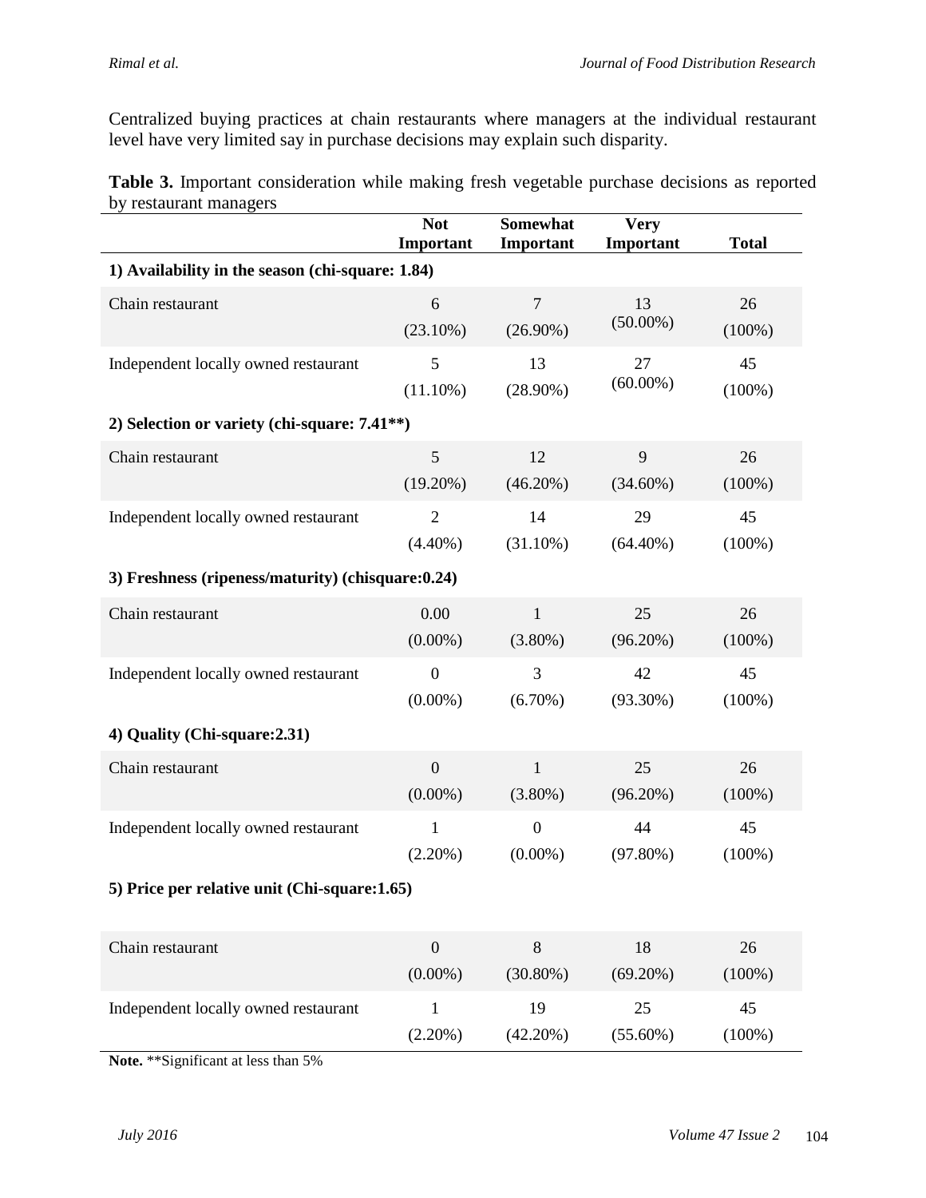Centralized buying practices at chain restaurants where managers at the individual restaurant level have very limited say in purchase decisions may explain such disparity.

**Table 3.** Important consideration while making fresh vegetable purchase decisions as reported by restaurant managers

| | Not Important | Somewhat Important | Very Important | Total |
|---|---|---|---|---|
| **1) Availability in the season (chi-square: 1.84)** | | | | |
| Chain restaurant | 6 (23.10%) | 7 (26.90%) | 13 (50.00%) | 26 (100%) |
| Independent locally owned restaurant | 5 (11.10%) | 13 (28.90%) | 27 (60.00%) | 45 (100%) |
| **2) Selection or variety (chi-square: 7.41**)** | | | | |
| Chain restaurant | 5 (19.20%) | 12 (46.20%) | 9 (34.60%) | 26 (100%) |
| Independent locally owned restaurant | 2 (4.40%) | 14 (31.10%) | 29 (64.40%) | 45 (100%) |
| **3) Freshness (ripeness/maturity) (chisquare:0.24)** | | | | |
| Chain restaurant | 0.00 (0.00%) | 1 (3.80%) | 25 (96.20%) | 26 (100%) |
| Independent locally owned restaurant | 0 (0.00%) | 3 (6.70%) | 42 (93.30%) | 45 (100%) |
| **4) Quality (Chi-square:2.31)** | | | | |
| Chain restaurant | 0 (0.00%) | 1 (3.80%) | 25 (96.20%) | 26 (100%) |
| Independent locally owned restaurant | 1 (2.20%) | 0 (0.00%) | 44 (97.80%) | 45 (100%) |
| **5) Price per relative unit (Chi-square:1.65)** | | | | |
| Chain restaurant | 0 (0.00%) | 8 (30.80%) | 18 (69.20%) | 26 (100%) |
| Independent locally owned restaurant | 1 (2.20%) | 19 (42.20%) | 25 (55.60%) | 45 (100%) |

**Note.** **Significant at less than 5%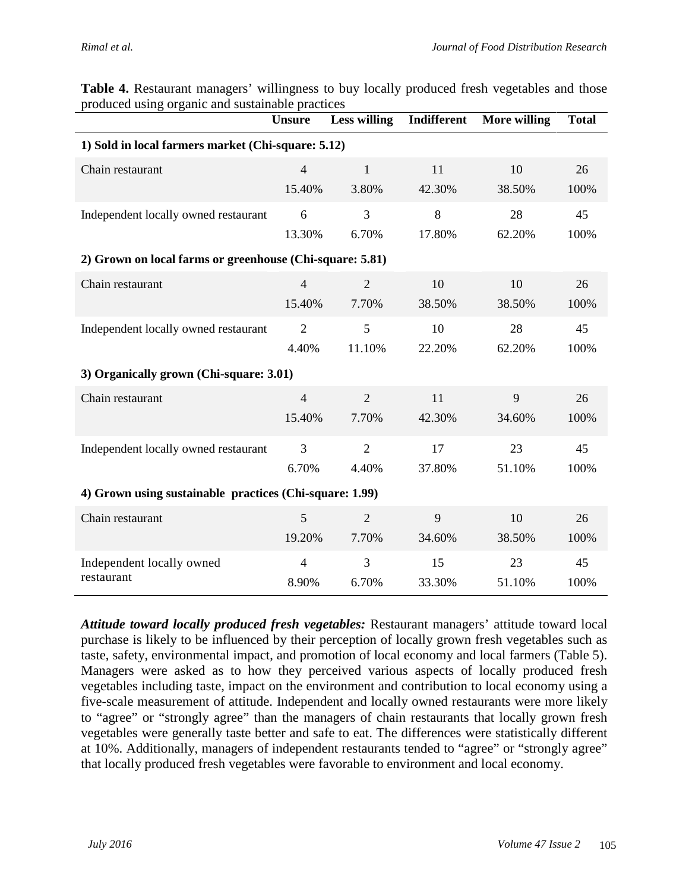**Table 4.** Restaurant managers' willingness to buy locally produced fresh vegetables and those produced using organic and sustainable practices

| | Unsure | Less willing | Indifferent | More willing | Total |
|---|---|---|---|---|---|
| **1) Sold in local farmers market (Chi-square: 5.12)** | | | | | |
| Chain restaurant | 4 | 1 | 11 | 10 | 26 |
| | 15.40% | 3.80% | 42.30% | 38.50% | 100% |
| Independent locally owned restaurant | 6 | 3 | 8 | 28 | 45 |
| | 13.30% | 6.70% | 17.80% | 62.20% | 100% |
| **2) Grown on local farms or greenhouse (Chi-square: 5.81)** | | | | | |
| Chain restaurant | 4 | 2 | 10 | 10 | 26 |
| | 15.40% | 7.70% | 38.50% | 38.50% | 100% |
| Independent locally owned restaurant | 2 | 5 | 10 | 28 | 45 |
| | 4.40% | 11.10% | 22.20% | 62.20% | 100% |
| **3) Organically grown (Chi-square: 3.01)** | | | | | |
| Chain restaurant | 4 | 2 | 11 | 9 | 26 |
| | 15.40% | 7.70% | 42.30% | 34.60% | 100% |
| Independent locally owned restaurant | 3 | 2 | 17 | 23 | 45 |
| | 6.70% | 4.40% | 37.80% | 51.10% | 100% |
| **4) Grown using sustainable practices (Chi-square: 1.99)** | | | | | |
| Chain restaurant | 5 | 2 | 9 | 10 | 26 |
| | 19.20% | 7.70% | 34.60% | 38.50% | 100% |
| Independent locally owned restaurant | 4 | 3 | 15 | 23 | 45 |
| | 8.90% | 6.70% | 33.30% | 51.10% | 100% |

***Attitude toward locally produced fresh vegetables:*** Restaurant managers' attitude toward local purchase is likely to be influenced by their perception of locally grown fresh vegetables such as taste, safety, environmental impact, and promotion of local economy and local farmers (Table 5). Managers were asked as to how they perceived various aspects of locally produced fresh vegetables including taste, impact on the environment and contribution to local economy using a five-scale measurement of attitude. Independent and locally owned restaurants were more likely to "agree" or "strongly agree" than the managers of chain restaurants that locally grown fresh vegetables were generally taste better and safe to eat. The differences were statistically different at 10%. Additionally, managers of independent restaurants tended to "agree" or "strongly agree" that locally produced fresh vegetables were favorable to environment and local economy.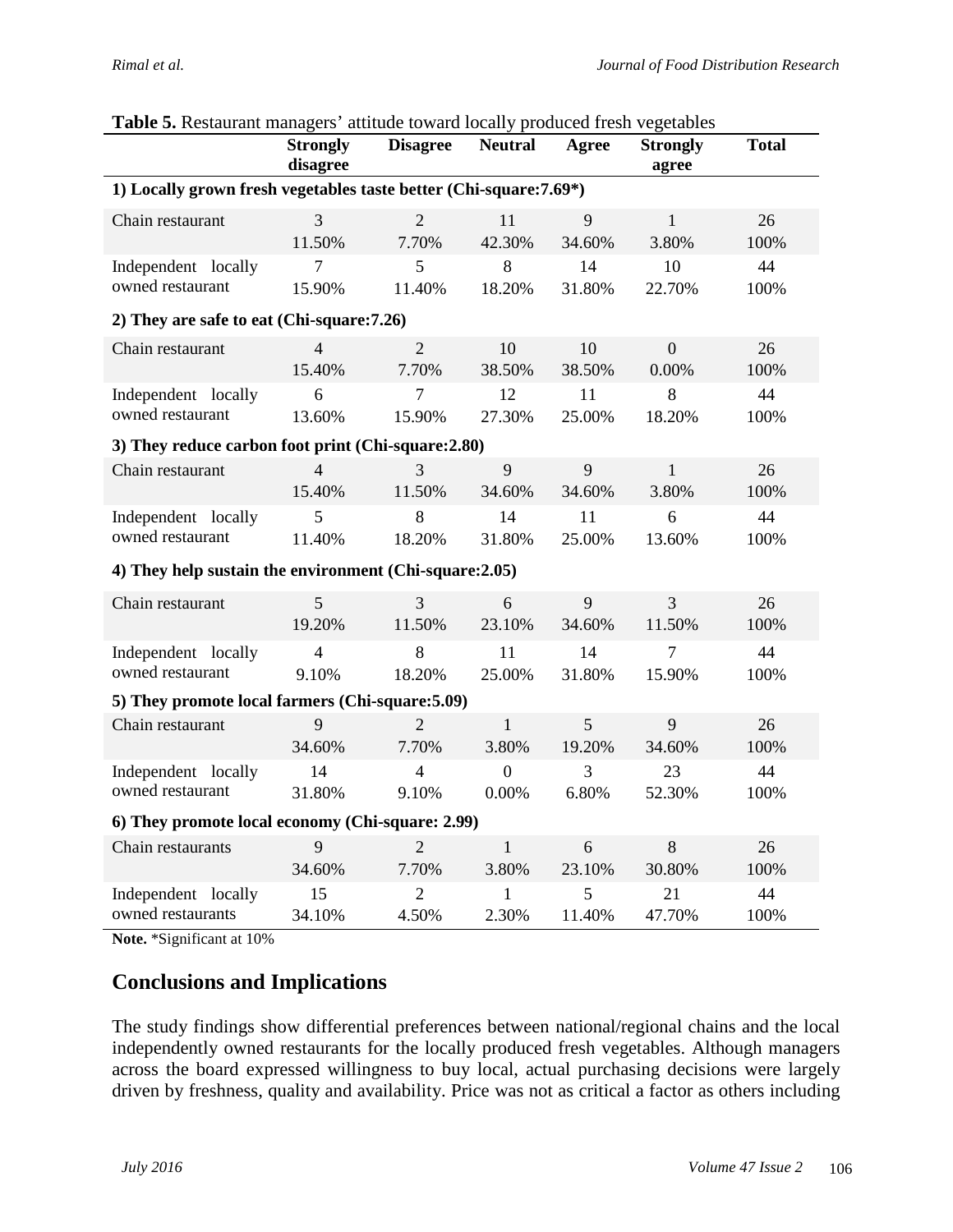**Table 5.** Restaurant managers' attitude toward locally produced fresh vegetables

| | Strongly disagree | Disagree | Neutral | Agree | Strongly agree | Total |
|---|---|---|---|---|---|---|
| **1) Locally grown fresh vegetables taste better (Chi-square:7.69*)** | | | | | | |
| Chain restaurant | 3<br>11.50% | 2<br>7.70% | 11<br>42.30% | 9<br>34.60% | 1<br>3.80% | 26<br>100% |
| Independent locally owned restaurant | 7<br>15.90% | 5<br>11.40% | 8<br>18.20% | 14<br>31.80% | 10<br>22.70% | 44<br>100% |
| **2) They are safe to eat (Chi-square:7.26)** | | | | | | |
| Chain restaurant | 4<br>15.40% | 2<br>7.70% | 10<br>38.50% | 10<br>38.50% | 0<br>0.00% | 26<br>100% |
| Independent locally owned restaurant | 6<br>13.60% | 7<br>15.90% | 12<br>27.30% | 11<br>25.00% | 8<br>18.20% | 44<br>100% |
| **3) They reduce carbon foot print (Chi-square:2.80)** | | | | | | |
| Chain restaurant | 4<br>15.40% | 3<br>11.50% | 9<br>34.60% | 9<br>34.60% | 1<br>3.80% | 26<br>100% |
| Independent locally owned restaurant | 5<br>11.40% | 8<br>18.20% | 14<br>31.80% | 11<br>25.00% | 6<br>13.60% | 44<br>100% |
| **4) They help sustain the environment (Chi-square:2.05)** | | | | | | |
| Chain restaurant | 5<br>19.20% | 3<br>11.50% | 6<br>23.10% | 9<br>34.60% | 3<br>11.50% | 26<br>100% |
| Independent locally owned restaurant | 4<br>9.10% | 8<br>18.20% | 11<br>25.00% | 14<br>31.80% | 7<br>15.90% | 44<br>100% |
| **5) They promote local farmers (Chi-square:5.09)** | | | | | | |
| Chain restaurant | 9<br>34.60% | 2<br>7.70% | 1<br>3.80% | 5<br>19.20% | 9<br>34.60% | 26<br>100% |
| Independent locally owned restaurant | 14<br>31.80% | 4<br>9.10% | 0<br>0.00% | 3<br>6.80% | 23<br>52.30% | 44<br>100% |
| **6) They promote local economy (Chi-square: 2.99)** | | | | | | |
| Chain restaurants | 9<br>34.60% | 2<br>7.70% | 1<br>3.80% | 6<br>23.10% | 8<br>30.80% | 26<br>100% |
| Independent locally owned restaurants | 15<br>34.10% | 2<br>4.50% | 1<br>2.30% | 5<br>11.40% | 21<br>47.70% | 44<br>100% |

**Note.** *Significant at 10%

## Conclusions and Implications

The study findings show differential preferences between national/regional chains and the local independently owned restaurants for the locally produced fresh vegetables. Although managers across the board expressed willingness to buy local, actual purchasing decisions were largely driven by freshness, quality and availability. Price was not as critical a factor as others including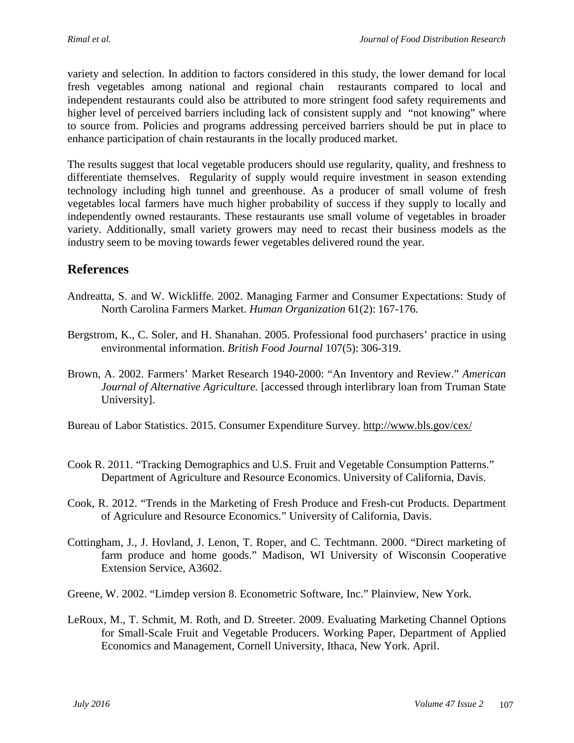variety and selection. In addition to factors considered in this study, the lower demand for local fresh vegetables among national and regional chain restaurants compared to local and independent restaurants could also be attributed to more stringent food safety requirements and higher level of perceived barriers including lack of consistent supply and "not knowing" where to source from. Policies and programs addressing perceived barriers should be put in place to enhance participation of chain restaurants in the locally produced market.

The results suggest that local vegetable producers should use regularity, quality, and freshness to differentiate themselves. Regularity of supply would require investment in season extending technology including high tunnel and greenhouse. As a producer of small volume of fresh vegetables local farmers have much higher probability of success if they supply to locally and independently owned restaurants. These restaurants use small volume of vegetables in broader variety. Additionally, small variety growers may need to recast their business models as the industry seem to be moving towards fewer vegetables delivered round the year.

## References

Andreatta, S. and W. Wickliffe. 2002. Managing Farmer and Consumer Expectations: Study of North Carolina Farmers Market. *Human Organization* 61(2): 167-176.

Bergstrom, K., C. Soler, and H. Shanahan. 2005. Professional food purchasers' practice in using environmental information. *British Food Journal* 107(5): 306-319.

Brown, A. 2002. Farmers' Market Research 1940-2000: "An Inventory and Review." *American Journal of Alternative Agriculture.* [accessed through interlibrary loan from Truman State University].

Bureau of Labor Statistics. 2015. Consumer Expenditure Survey. http://www.bls.gov/cex/

Cook R. 2011. "Tracking Demographics and U.S. Fruit and Vegetable Consumption Patterns." Department of Agriculture and Resource Economics. University of California, Davis.

Cook, R. 2012. "Trends in the Marketing of Fresh Produce and Fresh-cut Products. Department of Agriculure and Resource Economics." University of California, Davis.

Cottingham, J., J. Hovland, J. Lenon, T. Roper, and C. Techtmann. 2000. "Direct marketing of farm produce and home goods." Madison, WI University of Wisconsin Cooperative Extension Service, A3602.

Greene, W. 2002. "Limdep version 8. Econometric Software, Inc." Plainview, New York.

LeRoux, M., T. Schmit, M. Roth, and D. Streeter. 2009. Evaluating Marketing Channel Options for Small-Scale Fruit and Vegetable Producers. Working Paper, Department of Applied Economics and Management, Cornell University, Ithaca, New York. April.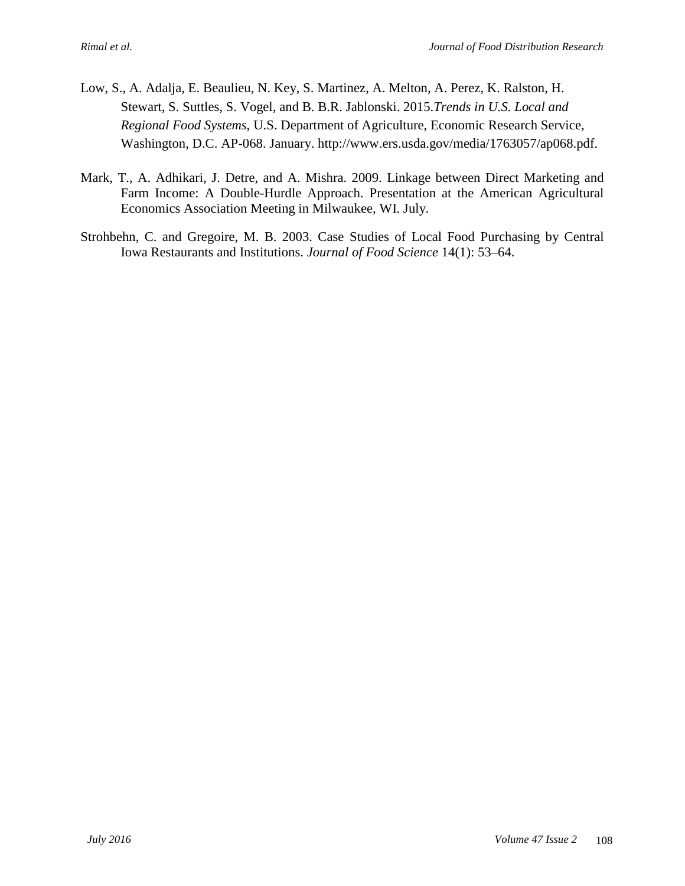Low, S., A. Adalja, E. Beaulieu, N. Key, S. Martinez, A. Melton, A. Perez, K. Ralston, H. Stewart, S. Suttles, S. Vogel, and B. B.R. Jablonski. 2015.*Trends in U.S. Local and Regional Food Systems*, U.S. Department of Agriculture, Economic Research Service, Washington, D.C. AP-068. January. http://www.ers.usda.gov/media/1763057/ap068.pdf.

Mark, T., A. Adhikari, J. Detre, and A. Mishra. 2009. Linkage between Direct Marketing and Farm Income: A Double-Hurdle Approach. Presentation at the American Agricultural Economics Association Meeting in Milwaukee, WI. July.

Strohbehn, C. and Gregoire, M. B. 2003. Case Studies of Local Food Purchasing by Central Iowa Restaurants and Institutions. *Journal of Food Science* 14(1): 53–64.